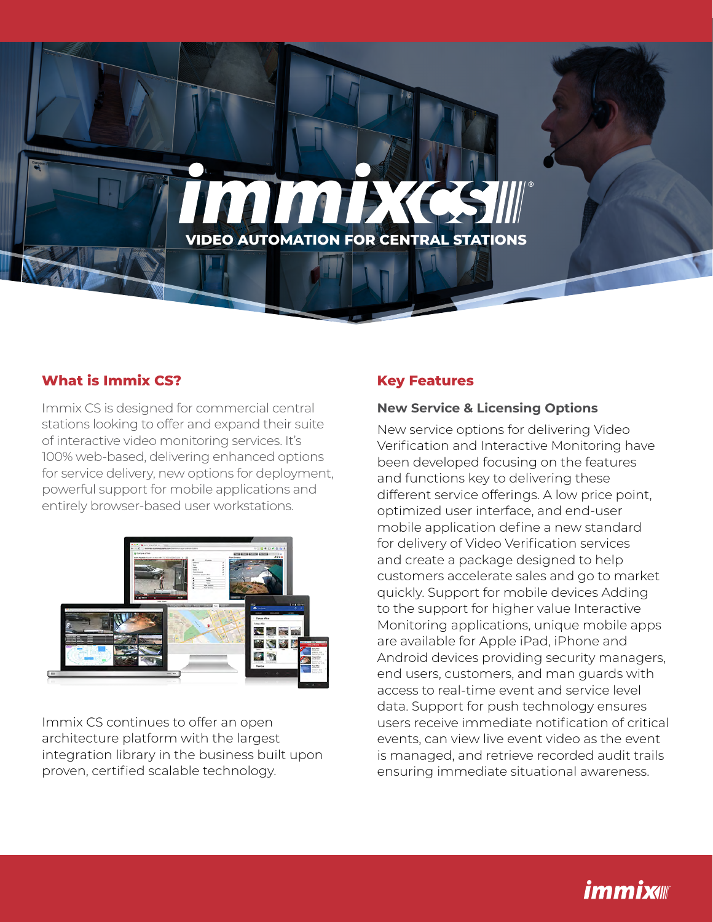# immixCS®

## VIDEO AUTOMATION FOR CENTRAL STATIONS

## What is Immix CS?

Immix CS is designed for commercial central stations looking to offer and expand their suite of interactive video monitoring services. It's 100% web-based, delivering enhanced options for service delivery, new options for deployment, powerful support for mobile applications and entirely browser-based user workstations.

Immix CS continues to offer an open architecture platform with the largest integration library in the business built upon proven, certified scalable technology.

## Key Features

### New Service & Licensing Options

New service options for delivering Video Verification and Interactive Monitoring have been developed focusing on the features and functions key to delivering these different service offerings. A low price point, optimized user interface, and end-user mobile application define a new standard for delivery of Video Verification services and create a package designed to help customers accelerate sales and go to market quickly. Support for mobile devices Adding to the support for higher value Interactive Monitoring applications, unique mobile apps are available for Apple iPad, iPhone and Android devices providing security managers, end users, customers, and man guards with access to real-time event and service level data. Support for push technology ensures users receive immediate notification of critical events, can view live event video as the event is managed, and retrieve recorded audit trails ensuring immediate situational awareness.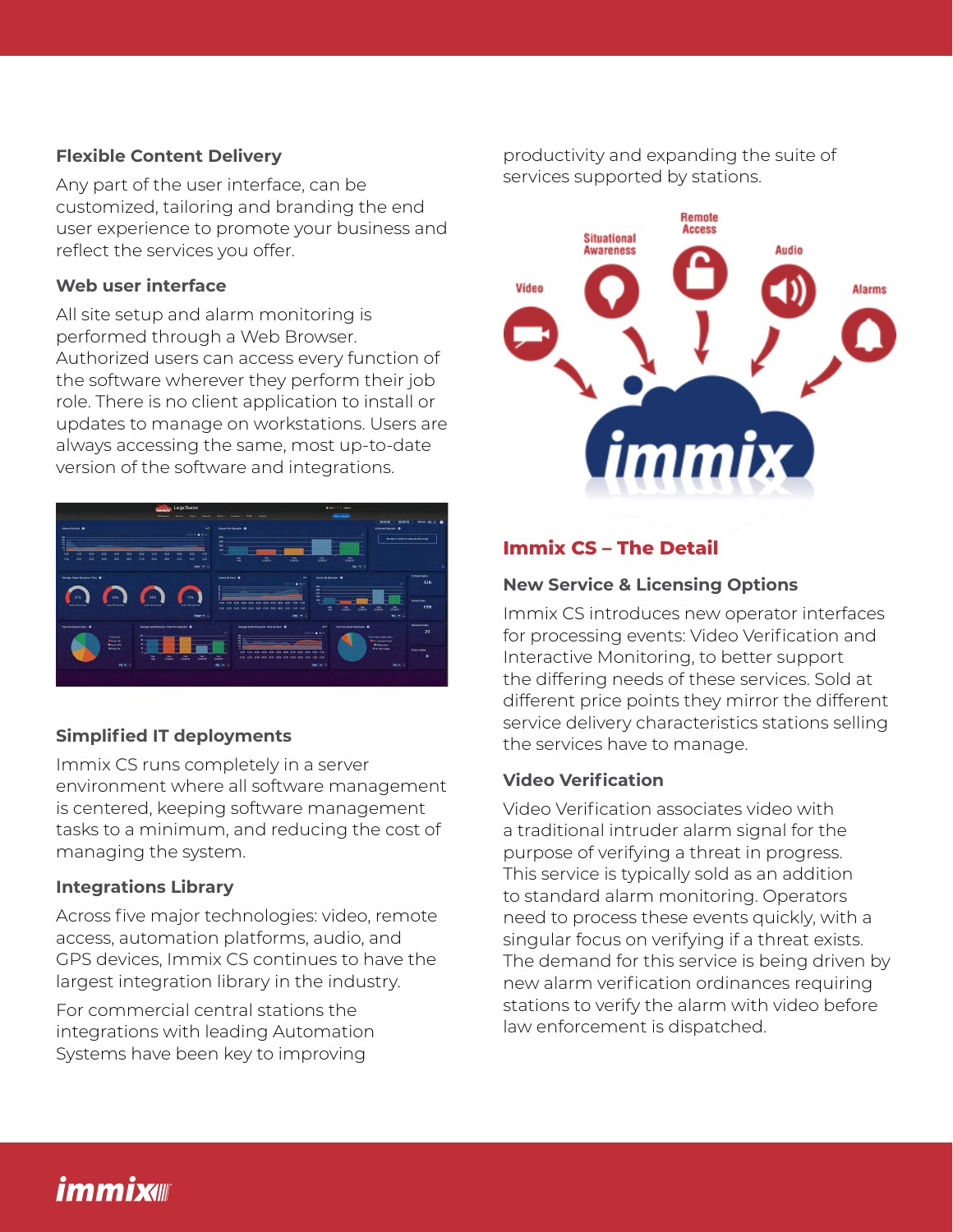### Flexible Content Delivery

Any part of the user interface, can be customized, tailoring and branding the end user experience to promote your business and reflect the services you offer.

### Web user interface

All site setup and alarm monitoring is performed through a Web Browser. Authorized users can access every function of the software wherever they perform their job role. There is no client application to install or updates to manage on workstations. Users are always accessing the same, most up-to-date version of the software and integrations.

### Simplified IT deployments

Immix CS runs completely in a server environment where all software management is centered, keeping software management tasks to a minimum, and reducing the cost of managing the system.

### Integrations Library

Across five major technologies: video, remote access, automation platforms, audio, and GPS devices, Immix CS continues to have the largest integration library in the industry.

For commercial central stations the integrations with leading Automation Systems have been key to improving productivity and expanding the suite of services supported by stations.

## Immix CS – The Detail

### New Service & Licensing Options

Immix CS introduces new operator interfaces for processing events: Video Verification and Interactive Monitoring, to better support the differing needs of these services. Sold at different price points they mirror the different service delivery characteristics stations selling the services have to manage.

### Video Verification

Video Verification associates video with a traditional intruder alarm signal for the purpose of verifying a threat in progress. This service is typically sold as an addition to standard alarm monitoring. Operators need to process these events quickly, with a singular focus on verifying if a threat exists. The demand for this service is being driven by new alarm verification ordinances requiring stations to verify the alarm with video before law enforcement is dispatched.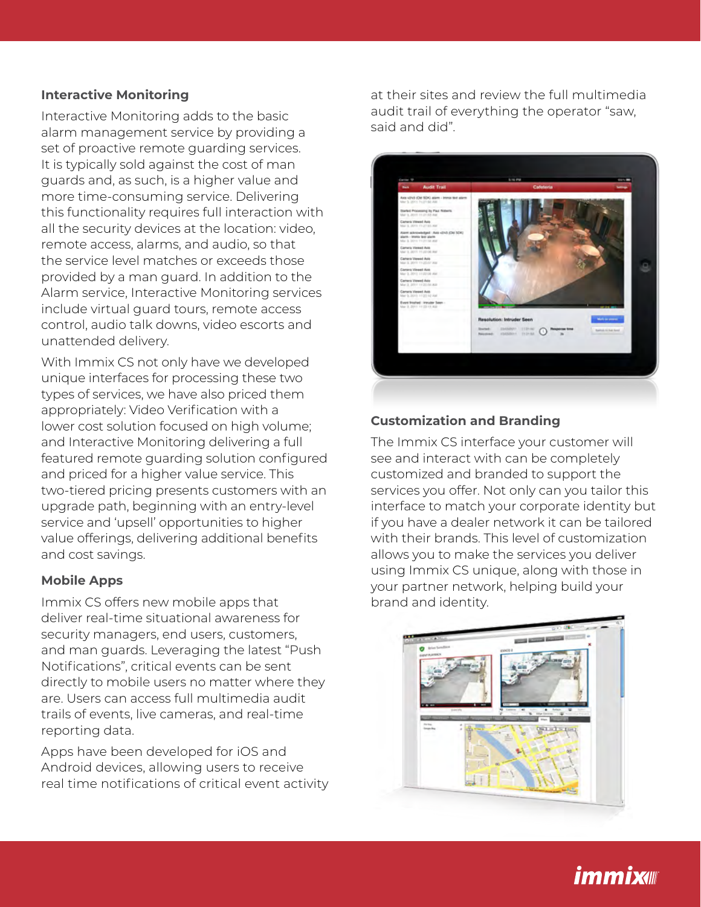### Interactive Monitoring

Interactive Monitoring adds to the basic alarm management service by providing a set of proactive remote guarding services. It is typically sold against the cost of man guards and, as such, is a higher value and more time-consuming service. Delivering this functionality requires full interaction with all the security devices at the location: video, remote access, alarms, and audio, so that the service level matches or exceeds those provided by a man guard. In addition to the Alarm service, Interactive Monitoring services include virtual guard tours, remote access control, audio talk downs, video escorts and unattended delivery.

With Immix CS not only have we developed unique interfaces for processing these two types of services, we have also priced them appropriately: Video Verification with a lower cost solution focused on high volume; and Interactive Monitoring delivering a full featured remote guarding solution configured and priced for a higher value service. This two-tiered pricing presents customers with an upgrade path, beginning with an entry-level service and 'upsell' opportunities to higher value offerings, delivering additional benefits and cost savings.

### Mobile Apps

Immix CS offers new mobile apps that deliver real-time situational awareness for security managers, end users, customers, and man guards. Leveraging the latest "Push Notifications", critical events can be sent directly to mobile users no matter where they are. Users can access full multimedia audit trails of events, live cameras, and real-time reporting data.

Apps have been developed for iOS and Android devices, allowing users to receive real time notifications of critical event activity at their sites and review the full multimedia audit trail of everything the operator "saw, said and did".

### Customization and Branding

The Immix CS interface your customer will see and interact with can be completely customized and branded to support the services you offer. Not only can you tailor this interface to match your corporate identity but if you have a dealer network it can be tailored with their brands. This level of customization allows you to make the services you deliver using Immix CS unique, along with those in your partner network, helping build your brand and identity.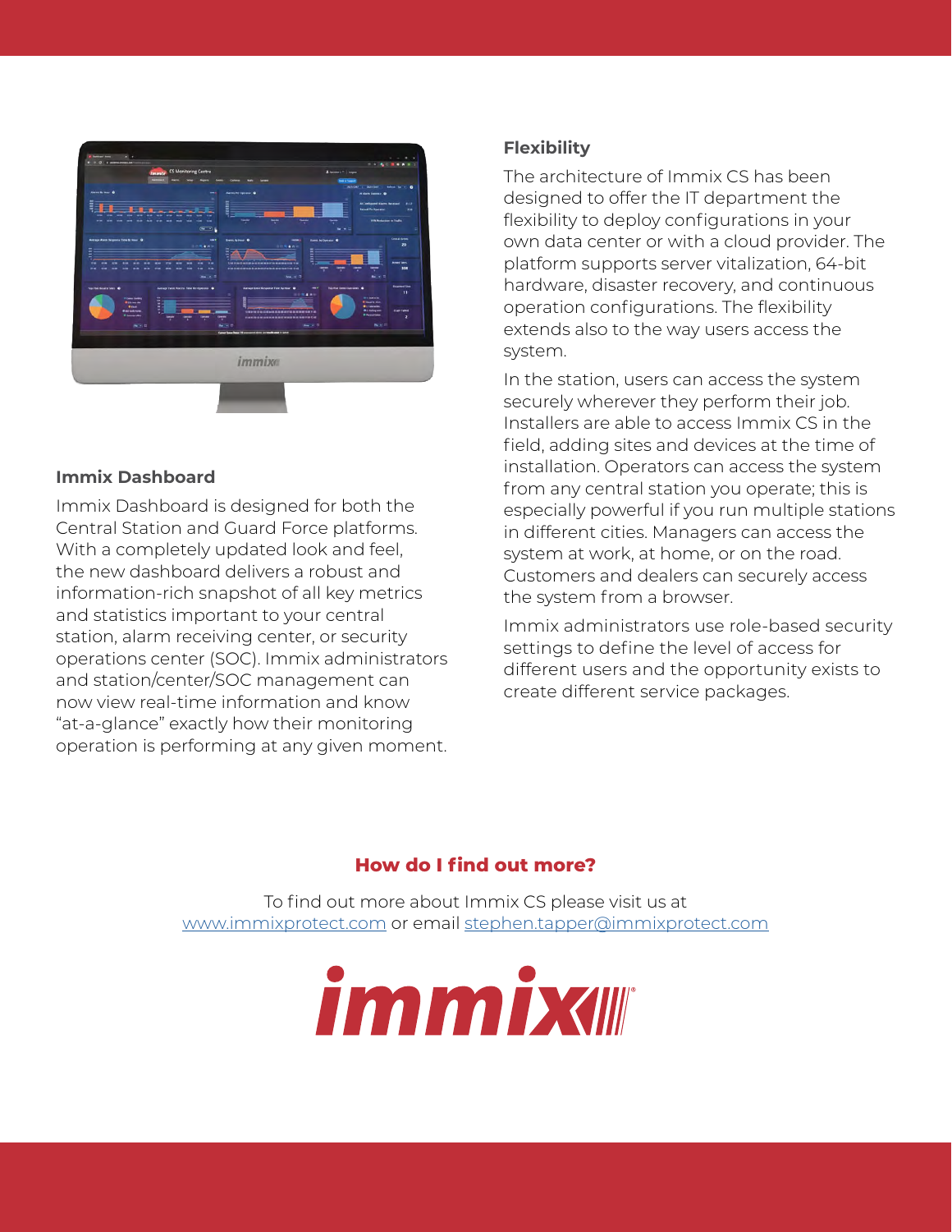## Immix Dashboard

Immix Dashboard is designed for both the Central Station and Guard Force platforms. With a completely updated look and feel, the new dashboard delivers a robust and information-rich snapshot of all key metrics and statistics important to your central station, alarm receiving center, or security operations center (SOC). Immix administrators and station/center/SOC management can now view real-time information and know "at-a-glance" exactly how their monitoring operation is performing at any given moment.

## Flexibility

The architecture of Immix CS has been designed to offer the IT department the flexibility to deploy configurations in your own data center or with a cloud provider. The platform supports server vitalization, 64-bit hardware, disaster recovery, and continuous operation configurations. The flexibility extends also to the way users access the system.

In the station, users can access the system securely wherever they perform their job. Installers are able to access Immix CS in the field, adding sites and devices at the time of installation. Operators can access the system from any central station you operate; this is especially powerful if you run multiple stations in different cities. Managers can access the system at work, at home, or on the road. Customers and dealers can securely access the system from a browser.

Immix administrators use role-based security settings to define the level of access for different users and the opportunity exists to create different service packages.

## How do I find out more?

To find out more about Immix CS please visit us at [www.immixprotect.com](http://www.immixprotect.com) or email [stephen.tapper@immixprotect.com](mailto:stephen.tapper@immixprotect.com)

immix